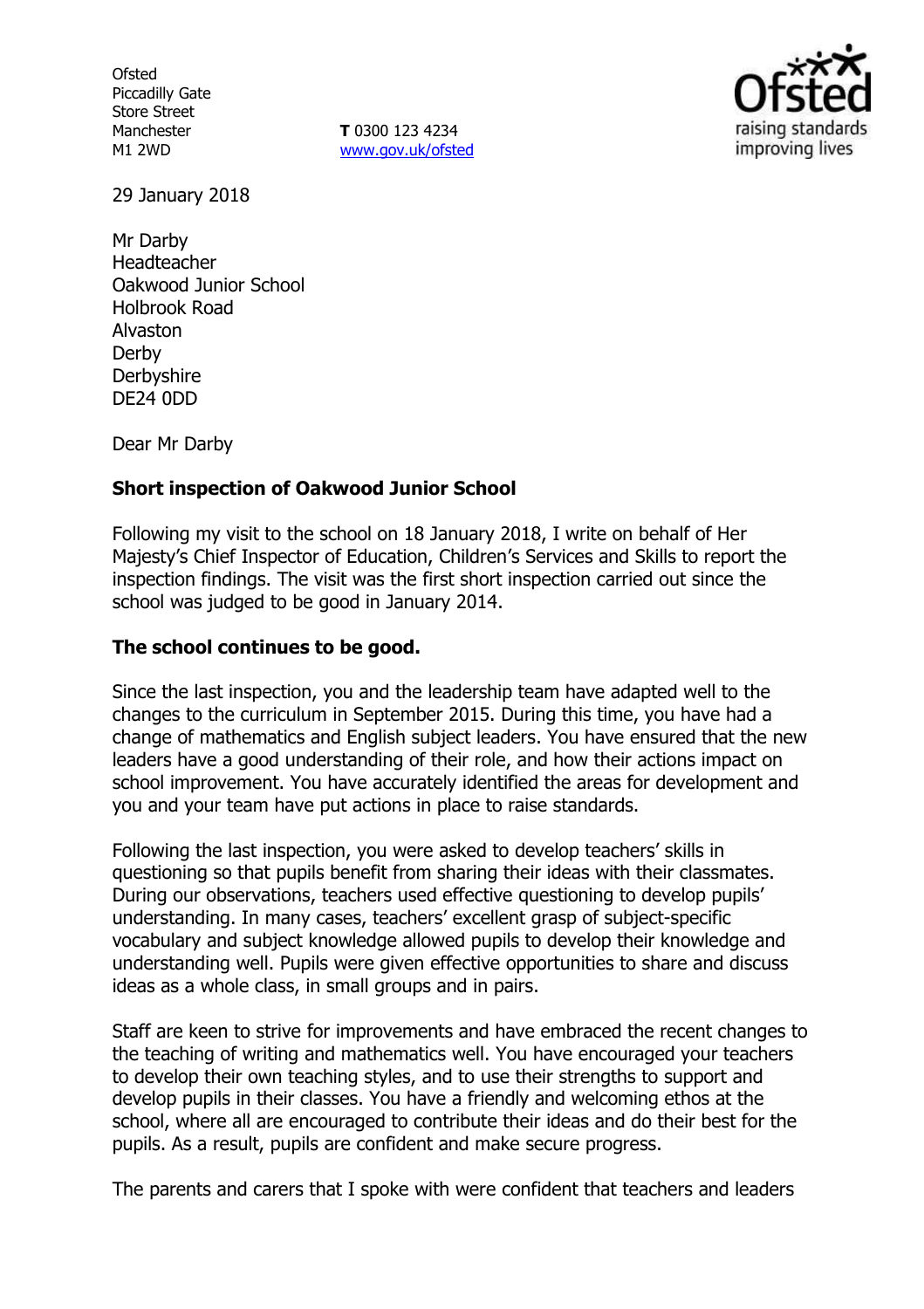Ofsted
Piccadilly Gate
Store Street
Manchester
M1 2WD

**T** 0300 123 4234
www.gov.uk/ofsted

29 January 2018

Mr Darby
Headteacher
Oakwood Junior School
Holbrook Road
Alvaston
Derby
Derbyshire
DE24 0DD

Dear Mr Darby

**Short inspection of Oakwood Junior School**

Following my visit to the school on 18 January 2018, I write on behalf of Her Majesty's Chief Inspector of Education, Children's Services and Skills to report the inspection findings. The visit was the first short inspection carried out since the school was judged to be good in January 2014.

**The school continues to be good.**

Since the last inspection, you and the leadership team have adapted well to the changes to the curriculum in September 2015. During this time, you have had a change of mathematics and English subject leaders. You have ensured that the new leaders have a good understanding of their role, and how their actions impact on school improvement. You have accurately identified the areas for development and you and your team have put actions in place to raise standards.

Following the last inspection, you were asked to develop teachers' skills in questioning so that pupils benefit from sharing their ideas with their classmates. During our observations, teachers used effective questioning to develop pupils' understanding. In many cases, teachers' excellent grasp of subject-specific vocabulary and subject knowledge allowed pupils to develop their knowledge and understanding well. Pupils were given effective opportunities to share and discuss ideas as a whole class, in small groups and in pairs.

Staff are keen to strive for improvements and have embraced the recent changes to the teaching of writing and mathematics well. You have encouraged your teachers to develop their own teaching styles, and to use their strengths to support and develop pupils in their classes. You have a friendly and welcoming ethos at the school, where all are encouraged to contribute their ideas and do their best for the pupils. As a result, pupils are confident and make secure progress.

The parents and carers that I spoke with were confident that teachers and leaders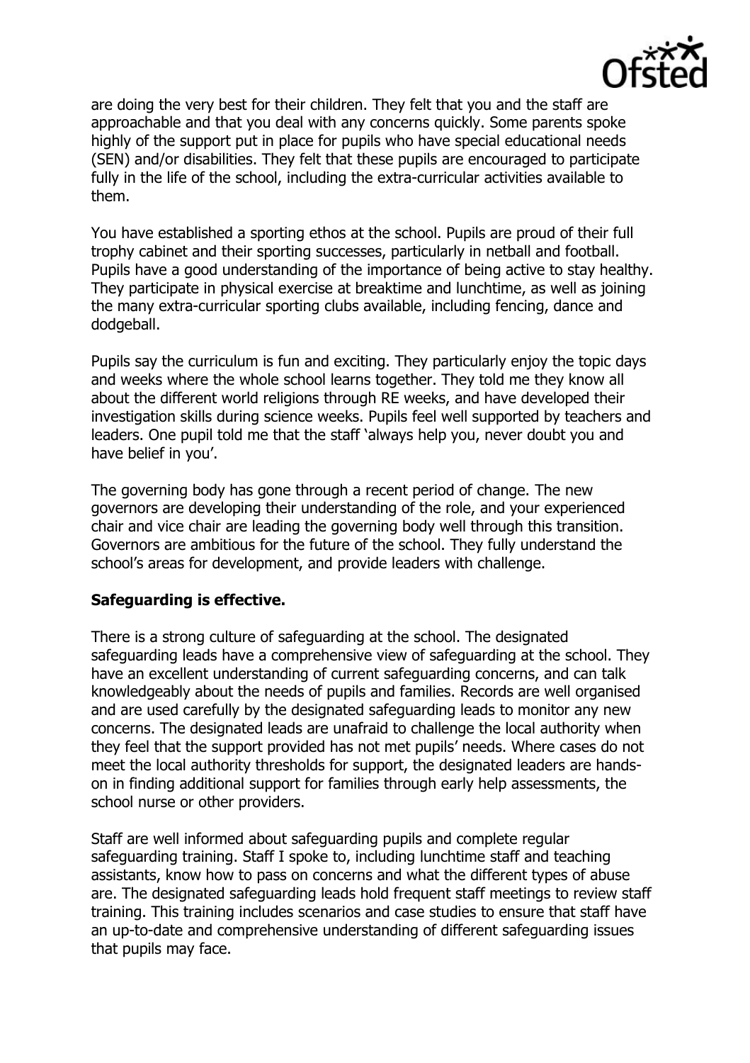are doing the very best for their children. They felt that you and the staff are approachable and that you deal with any concerns quickly. Some parents spoke highly of the support put in place for pupils who have special educational needs (SEN) and/or disabilities. They felt that these pupils are encouraged to participate fully in the life of the school, including the extra-curricular activities available to them.

You have established a sporting ethos at the school. Pupils are proud of their full trophy cabinet and their sporting successes, particularly in netball and football. Pupils have a good understanding of the importance of being active to stay healthy. They participate in physical exercise at breaktime and lunchtime, as well as joining the many extra-curricular sporting clubs available, including fencing, dance and dodgeball.

Pupils say the curriculum is fun and exciting. They particularly enjoy the topic days and weeks where the whole school learns together. They told me they know all about the different world religions through RE weeks, and have developed their investigation skills during science weeks. Pupils feel well supported by teachers and leaders. One pupil told me that the staff 'always help you, never doubt you and have belief in you'.

The governing body has gone through a recent period of change. The new governors are developing their understanding of the role, and your experienced chair and vice chair are leading the governing body well through this transition. Governors are ambitious for the future of the school. They fully understand the school's areas for development, and provide leaders with challenge.

**Safeguarding is effective.**

There is a strong culture of safeguarding at the school. The designated safeguarding leads have a comprehensive view of safeguarding at the school. They have an excellent understanding of current safeguarding concerns, and can talk knowledgeably about the needs of pupils and families. Records are well organised and are used carefully by the designated safeguarding leads to monitor any new concerns. The designated leads are unafraid to challenge the local authority when they feel that the support provided has not met pupils' needs. Where cases do not meet the local authority thresholds for support, the designated leaders are hands-on in finding additional support for families through early help assessments, the school nurse or other providers.

Staff are well informed about safeguarding pupils and complete regular safeguarding training. Staff I spoke to, including lunchtime staff and teaching assistants, know how to pass on concerns and what the different types of abuse are. The designated safeguarding leads hold frequent staff meetings to review staff training. This training includes scenarios and case studies to ensure that staff have an up-to-date and comprehensive understanding of different safeguarding issues that pupils may face.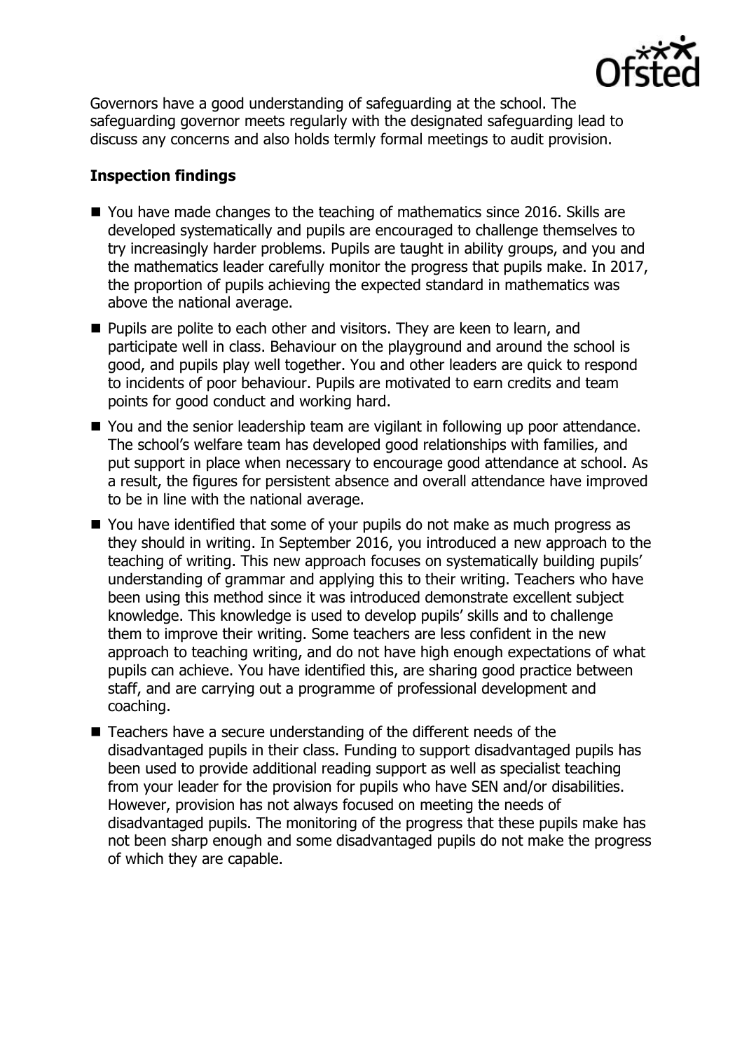Governors have a good understanding of safeguarding at the school. The safeguarding governor meets regularly with the designated safeguarding lead to discuss any concerns and also holds termly formal meetings to audit provision.

## Inspection findings

- You have made changes to the teaching of mathematics since 2016. Skills are developed systematically and pupils are encouraged to challenge themselves to try increasingly harder problems. Pupils are taught in ability groups, and you and the mathematics leader carefully monitor the progress that pupils make. In 2017, the proportion of pupils achieving the expected standard in mathematics was above the national average.
- Pupils are polite to each other and visitors. They are keen to learn, and participate well in class. Behaviour on the playground and around the school is good, and pupils play well together. You and other leaders are quick to respond to incidents of poor behaviour. Pupils are motivated to earn credits and team points for good conduct and working hard.
- You and the senior leadership team are vigilant in following up poor attendance. The school's welfare team has developed good relationships with families, and put support in place when necessary to encourage good attendance at school. As a result, the figures for persistent absence and overall attendance have improved to be in line with the national average.
- You have identified that some of your pupils do not make as much progress as they should in writing. In September 2016, you introduced a new approach to the teaching of writing. This new approach focuses on systematically building pupils' understanding of grammar and applying this to their writing. Teachers who have been using this method since it was introduced demonstrate excellent subject knowledge. This knowledge is used to develop pupils' skills and to challenge them to improve their writing. Some teachers are less confident in the new approach to teaching writing, and do not have high enough expectations of what pupils can achieve. You have identified this, are sharing good practice between staff, and are carrying out a programme of professional development and coaching.
- Teachers have a secure understanding of the different needs of the disadvantaged pupils in their class. Funding to support disadvantaged pupils has been used to provide additional reading support as well as specialist teaching from your leader for the provision for pupils who have SEN and/or disabilities. However, provision has not always focused on meeting the needs of disadvantaged pupils. The monitoring of the progress that these pupils make has not been sharp enough and some disadvantaged pupils do not make the progress of which they are capable.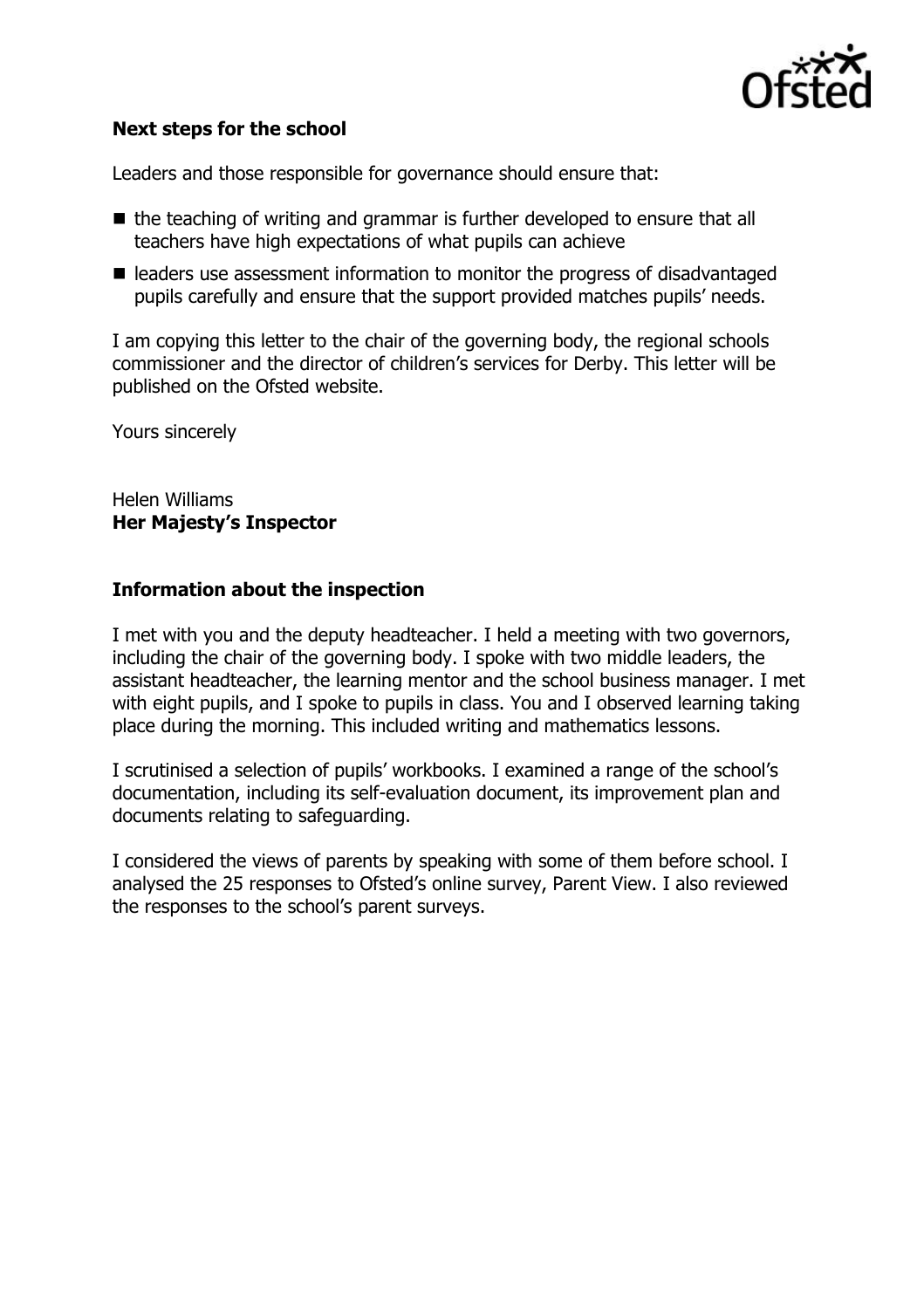**Next steps for the school**

Leaders and those responsible for governance should ensure that:

- the teaching of writing and grammar is further developed to ensure that all teachers have high expectations of what pupils can achieve
- leaders use assessment information to monitor the progress of disadvantaged pupils carefully and ensure that the support provided matches pupils' needs.

I am copying this letter to the chair of the governing body, the regional schools commissioner and the director of children's services for Derby. This letter will be published on the Ofsted website.

Yours sincerely

Helen Williams
**Her Majesty's Inspector**

**Information about the inspection**

I met with you and the deputy headteacher. I held a meeting with two governors, including the chair of the governing body. I spoke with two middle leaders, the assistant headteacher, the learning mentor and the school business manager. I met with eight pupils, and I spoke to pupils in class. You and I observed learning taking place during the morning. This included writing and mathematics lessons.

I scrutinised a selection of pupils' workbooks. I examined a range of the school's documentation, including its self-evaluation document, its improvement plan and documents relating to safeguarding.

I considered the views of parents by speaking with some of them before school. I analysed the 25 responses to Ofsted's online survey, Parent View. I also reviewed the responses to the school's parent surveys.